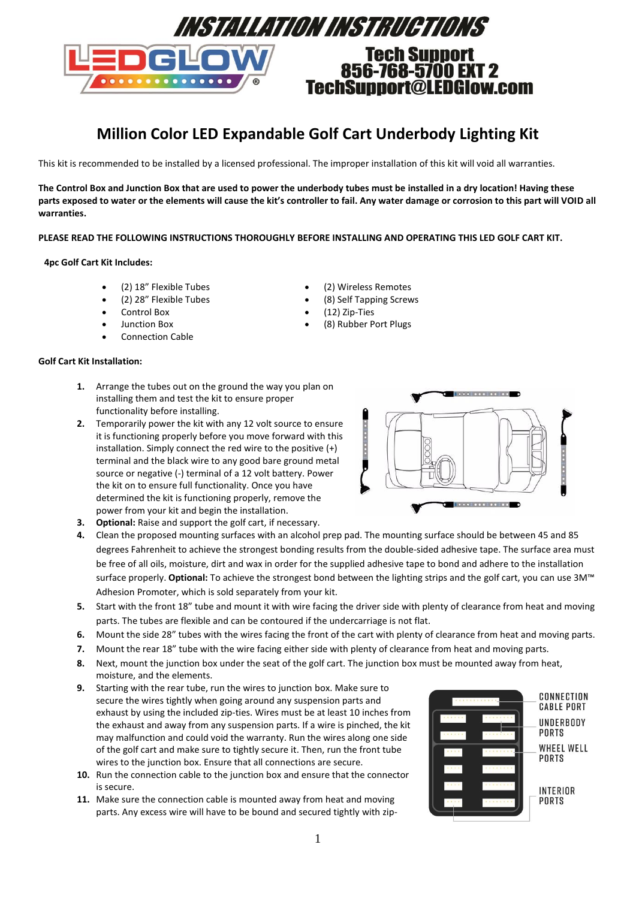# INSTALLATION INSTRUCTIONS

**Tech Support**
**856-768-5700 EXT 2**
**TechSupport@LEDGlow.com**

## Million Color LED Expandable Golf Cart Underbody Lighting Kit

This kit is recommended to be installed by a licensed professional. The improper installation of this kit will void all warranties.

**The Control Box and Junction Box that are used to power the underbody tubes must be installed in a dry location! Having these parts exposed to water or the elements will cause the kit's controller to fail. Any water damage or corrosion to this part will VOID all warranties.**

**PLEASE READ THE FOLLOWING INSTRUCTIONS THOROUGHLY BEFORE INSTALLING AND OPERATING THIS LED GOLF CART KIT.**

**4pc Golf Cart Kit Includes:**

- (2) 18" Flexible Tubes
- (2) 28" Flexible Tubes
- Control Box
- Junction Box
- Connection Cable
- (2) Wireless Remotes
- (8) Self Tapping Screws
- (12) Zip-Ties
- (8) Rubber Port Plugs

**Golf Cart Kit Installation:**

1. Arrange the tubes out on the ground the way you plan on installing them and test the kit to ensure proper functionality before installing.
2. Temporarily power the kit with any 12 volt source to ensure it is functioning properly before you move forward with this installation. Simply connect the red wire to the positive (+) terminal and the black wire to any good bare ground metal source or negative (-) terminal of a 12 volt battery. Power the kit on to ensure full functionality. Once you have determined the kit is functioning properly, remove the power from your kit and begin the installation.
3. **Optional:** Raise and support the golf cart, if necessary.
4. Clean the proposed mounting surfaces with an alcohol prep pad. The mounting surface should be between 45 and 85 degrees Fahrenheit to achieve the strongest bonding results from the double-sided adhesive tape. The surface area must be free of all oils, moisture, dirt and wax in order for the supplied adhesive tape to bond and adhere to the installation surface properly. **Optional:** To achieve the strongest bond between the lighting strips and the golf cart, you can use 3M™ Adhesion Promoter, which is sold separately from your kit.
5. Start with the front 18" tube and mount it with wire facing the driver side with plenty of clearance from heat and moving parts. The tubes are flexible and can be contoured if the undercarriage is not flat.
6. Mount the side 28" tubes with the wires facing the front of the cart with plenty of clearance from heat and moving parts.
7. Mount the rear 18" tube with the wire facing either side with plenty of clearance from heat and moving parts.
8. Next, mount the junction box under the seat of the golf cart. The junction box must be mounted away from heat, moisture, and the elements.
9. Starting with the rear tube, run the wires to junction box. Make sure to secure the wires tightly when going around any suspension parts and exhaust by using the included zip-ties. Wires must be at least 10 inches from the exhaust and away from any suspension parts. If a wire is pinched, the kit may malfunction and could void the warranty. Run the wires along one side of the golf cart and make sure to tightly secure it. Then, run the front tube wires to the junction box. Ensure that all connections are secure.
10. Run the connection cable to the junction box and ensure that the connector is secure.
11. Make sure the connection cable is mounted away from heat and moving parts. Any excess wire will have to be bound and secured tightly with zip-

CONNECTION CABLE PORT
UNDERBODY PORTS
WHEEL WELL PORTS
INTERIOR PORTS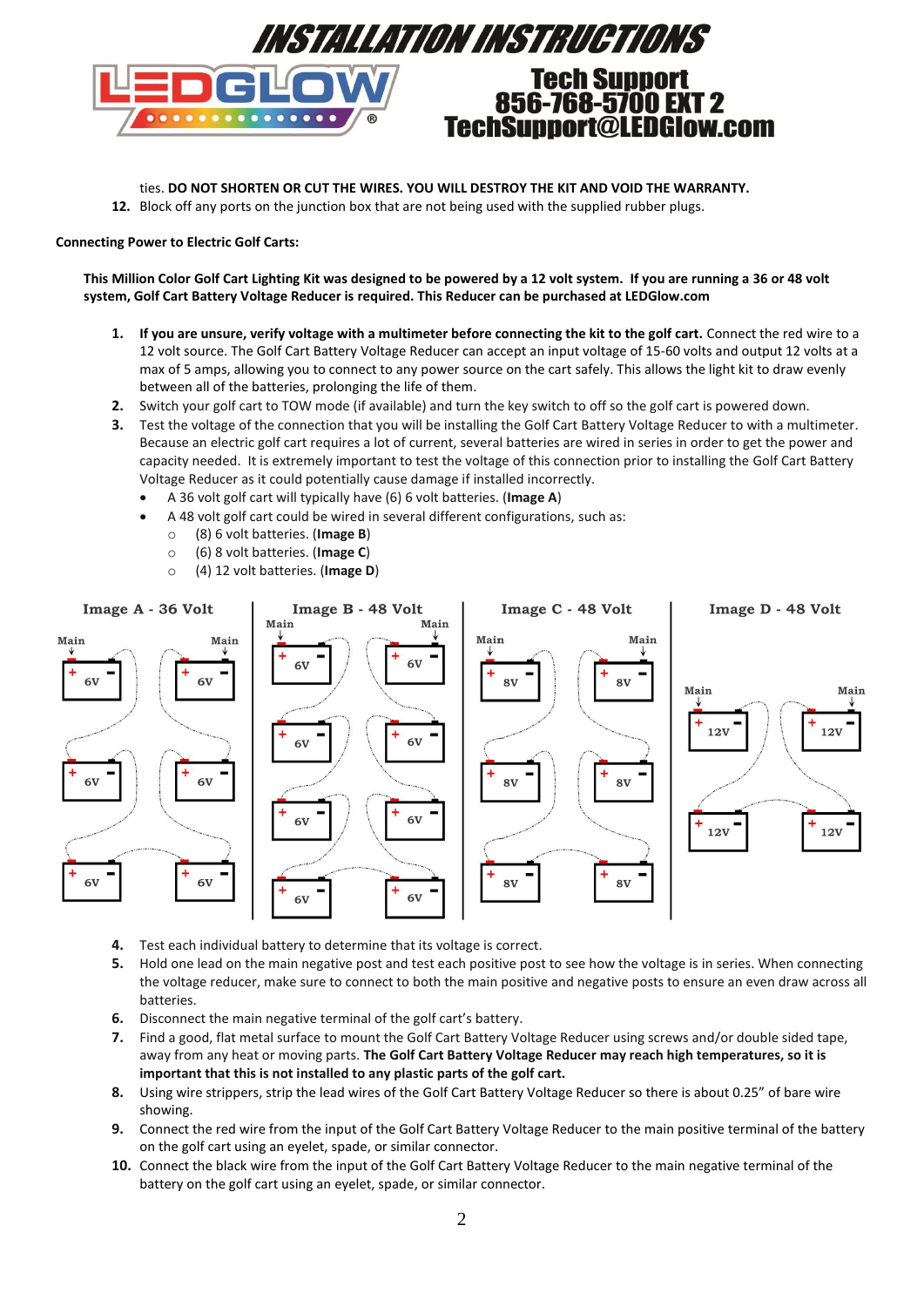ties. **DO NOT SHORTEN OR CUT THE WIRES. YOU WILL DESTROY THE KIT AND VOID THE WARRANTY.**

12. Block off any ports on the junction box that are not being used with the supplied rubber plugs.

**Connecting Power to Electric Golf Carts:**

**This Million Color Golf Cart Lighting Kit was designed to be powered by a 12 volt system. If you are running a 36 or 48 volt system, Golf Cart Battery Voltage Reducer is required. This Reducer can be purchased at LEDGlow.com**

1. **If you are unsure, verify voltage with a multimeter before connecting the kit to the golf cart.** Connect the red wire to a 12 volt source. The Golf Cart Battery Voltage Reducer can accept an input voltage of 15-60 volts and output 12 volts at a max of 5 amps, allowing you to connect to any power source on the cart safely. This allows the light kit to draw evenly between all of the batteries, prolonging the life of them.
2. Switch your golf cart to TOW mode (if available) and turn the key switch to off so the golf cart is powered down.
3. Test the voltage of the connection that you will be installing the Golf Cart Battery Voltage Reducer to with a multimeter. Because an electric golf cart requires a lot of current, several batteries are wired in series in order to get the power and capacity needed. It is extremely important to test the voltage of this connection prior to installing the Golf Cart Battery Voltage Reducer as it could potentially cause damage if installed incorrectly.
   - A 36 volt golf cart will typically have (6) 6 volt batteries. (**Image A**)
   - A 48 volt golf cart could be wired in several different configurations, such as:
     - (8) 6 volt batteries. (**Image B**)
     - (6) 8 volt batteries. (**Image C**)
     - (4) 12 volt batteries. (**Image D**)

Image A - 36 Volt | Image B - 48 Volt | Image C - 48 Volt | Image D - 48 Volt

4. Test each individual battery to determine that its voltage is correct.
5. Hold one lead on the main negative post and test each positive post to see how the voltage is in series. When connecting the voltage reducer, make sure to connect to both the main positive and negative posts to ensure an even draw across all batteries.
6. Disconnect the main negative terminal of the golf cart's battery.
7. Find a good, flat metal surface to mount the Golf Cart Battery Voltage Reducer using screws and/or double sided tape, away from any heat or moving parts. **The Golf Cart Battery Voltage Reducer may reach high temperatures, so it is important that this is not installed to any plastic parts of the golf cart.**
8. Using wire strippers, strip the lead wires of the Golf Cart Battery Voltage Reducer so there is about 0.25" of bare wire showing.
9. Connect the red wire from the input of the Golf Cart Battery Voltage Reducer to the main positive terminal of the battery on the golf cart using an eyelet, spade, or similar connector.
10. Connect the black wire from the input of the Golf Cart Battery Voltage Reducer to the main negative terminal of the battery on the golf cart using an eyelet, spade, or similar connector.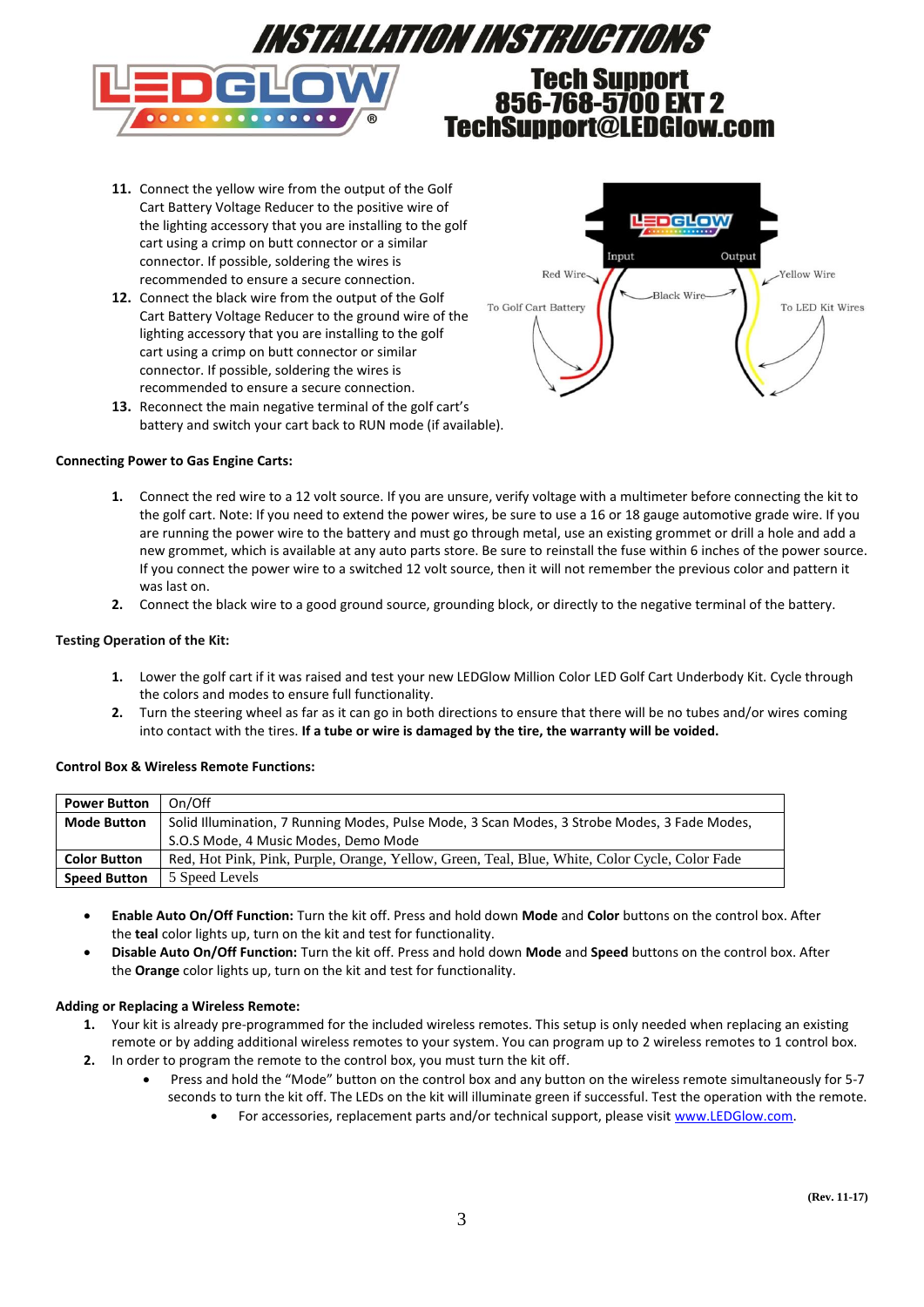# INSTALLATION INSTRUCTIONS

**Tech Support**
**856-768-5700 EXT 2**
**TechSupport@LEDGlow.com**

11. Connect the yellow wire from the output of the Golf Cart Battery Voltage Reducer to the positive wire of the lighting accessory that you are installing to the golf cart using a crimp on butt connector or a similar connector. If possible, soldering the wires is recommended to ensure a secure connection.
12. Connect the black wire from the output of the Golf Cart Battery Voltage Reducer to the ground wire of the lighting accessory that you are installing to the golf cart using a crimp on butt connector or similar connector. If possible, soldering the wires is recommended to ensure a secure connection.
13. Reconnect the main negative terminal of the golf cart's battery and switch your cart back to RUN mode (if available).

Input | Output | Red Wire | Black Wire | Yellow Wire | To Golf Cart Battery | To LED Kit Wires

**Connecting Power to Gas Engine Carts:**

1. Connect the red wire to a 12 volt source. If you are unsure, verify voltage with a multimeter before connecting the kit to the golf cart. Note: If you need to extend the power wires, be sure to use a 16 or 18 gauge automotive grade wire. If you are running the power wire to the battery and must go through metal, use an existing grommet or drill a hole and add a new grommet, which is available at any auto parts store. Be sure to reinstall the fuse within 6 inches of the power source. If you connect the power wire to a switched 12 volt source, then it will not remember the previous color and pattern it was last on.
2. Connect the black wire to a good ground source, grounding block, or directly to the negative terminal of the battery.

**Testing Operation of the Kit:**

1. Lower the golf cart if it was raised and test your new LEDGlow Million Color LED Golf Cart Underbody Kit. Cycle through the colors and modes to ensure full functionality.
2. Turn the steering wheel as far as it can go in both directions to ensure that there will be no tubes and/or wires coming into contact with the tires. **If a tube or wire is damaged by the tire, the warranty will be voided.**

**Control Box & Wireless Remote Functions:**

| **Power Button** | On/Off |
|---|---|
| **Mode Button** | Solid Illumination, 7 Running Modes, Pulse Mode, 3 Scan Modes, 3 Strobe Modes, 3 Fade Modes, S.O.S Mode, 4 Music Modes, Demo Mode |
| **Color Button** | Red, Hot Pink, Pink, Purple, Orange, Yellow, Green, Teal, Blue, White, Color Cycle, Color Fade |
| **Speed Button** | 5 Speed Levels |

- **Enable Auto On/Off Function:** Turn the kit off. Press and hold down **Mode** and **Color** buttons on the control box. After the **teal** color lights up, turn on the kit and test for functionality.
- **Disable Auto On/Off Function:** Turn the kit off. Press and hold down **Mode** and **Speed** buttons on the control box. After the **Orange** color lights up, turn on the kit and test for functionality.

**Adding or Replacing a Wireless Remote:**

1. Your kit is already pre-programmed for the included wireless remotes. This setup is only needed when replacing an existing remote or by adding additional wireless remotes to your system. You can program up to 2 wireless remotes to 1 control box.
2. In order to program the remote to the control box, you must turn the kit off.
   - Press and hold the "Mode" button on the control box and any button on the wireless remote simultaneously for 5-7 seconds to turn the kit off. The LEDs on the kit will illuminate green if successful. Test the operation with the remote.
     - For accessories, replacement parts and/or technical support, please visit www.LEDGlow.com.

(Rev. 11-17)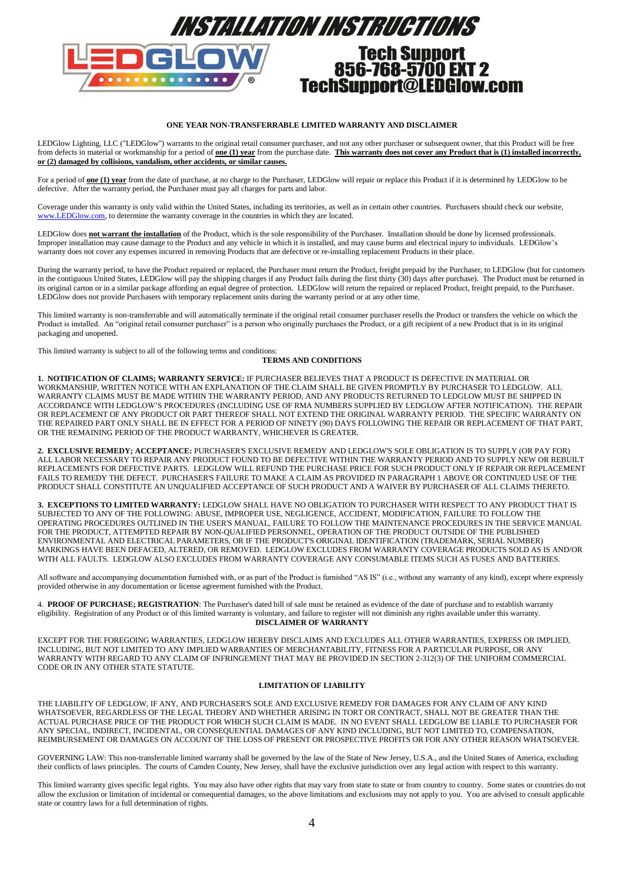# INSTALLATION INSTRUCTIONS

**Tech Support**
**856-768-5700 EXT 2**
**TechSupport@LEDGlow.com**

## ONE YEAR NON-TRANSFERRABLE LIMITED WARRANTY AND DISCLAIMER

LEDGlow Lighting, LLC ("LEDGlow") warrants to the original retail consumer purchaser, and not any other purchaser or subsequent owner, that this Product will be free from defects in material or workmanship for a period of **one (1) year** from the purchase date. **This warranty does not cover any Product that is (1) installed incorrectly, or (2) damaged by collisions, vandalism, other accidents, or similar causes.**

For a period of **one (1) year** from the date of purchase, at no charge to the Purchaser, LEDGlow will repair or replace this Product if it is determined by LEDGlow to be defective. After the warranty period, the Purchaser must pay all charges for parts and labor.

Coverage under this warranty is only valid within the United States, including its territories, as well as in certain other countries. Purchasers should check our website, www.LEDGlow.com, to determine the warranty coverage in the countries in which they are located.

LEDGlow does **not warrant the installation** of the Product, which is the sole responsibility of the Purchaser. Installation should be done by licensed professionals. Improper installation may cause damage to the Product and any vehicle in which it is installed, and may cause burns and electrical injury to individuals. LEDGlow's warranty does not cover any expenses incurred in removing Products that are defective or re-installing replacement Products in their place.

During the warranty period, to have the Product repaired or replaced, the Purchaser must return the Product, freight prepaid by the Purchaser, to LEDGlow (but for customers in the contiguous United States, LEDGlow will pay the shipping charges if any Product fails during the first thirty (30) days after purchase). The Product must be returned in its original carton or in a similar package affording an equal degree of protection. LEDGlow will return the repaired or replaced Product, freight prepaid, to the Purchaser. LEDGlow does not provide Purchasers with temporary replacement units during the warranty period or at any other time.

This limited warranty is non-transferrable and will automatically terminate if the original retail consumer purchaser resells the Product or transfers the vehicle on which the Product is installed. An "original retail consumer purchaser" is a person who originally purchases the Product, or a gift recipient of a new Product that is in its original packaging and unopened.

This limited warranty is subject to all of the following terms and conditions:

### TERMS AND CONDITIONS

**1. NOTIFICATION OF CLAIMS; WARRANTY SERVICE:** IF PURCHASER BELIEVES THAT A PRODUCT IS DEFECTIVE IN MATERIAL OR WORKMANSHIP, WRITTEN NOTICE WITH AN EXPLANATION OF THE CLAIM SHALL BE GIVEN PROMPTLY BY PURCHASER TO LEDGLOW. ALL WARRANTY CLAIMS MUST BE MADE WITHIN THE WARRANTY PERIOD, AND ANY PRODUCTS RETURNED TO LEDGLOW MUST BE SHIPPED IN ACCORDANCE WITH LEDGLOW'S PROCEDURES (INCLUDING USE OF RMA NUMBERS SUPPLIED BY LEDGLOW AFTER NOTIFICATION). THE REPAIR OR REPLACEMENT OF ANY PRODUCT OR PART THEREOF SHALL NOT EXTEND THE ORIGINAL WARRANTY PERIOD. THE SPECIFIC WARRANTY ON THE REPAIRED PART ONLY SHALL BE IN EFFECT FOR A PERIOD OF NINETY (90) DAYS FOLLOWING THE REPAIR OR REPLACEMENT OF THAT PART, OR THE REMAINING PERIOD OF THE PRODUCT WARRANTY, WHICHEVER IS GREATER.

**2. EXCLUSIVE REMEDY; ACCEPTANCE:** PURCHASER'S EXCLUSIVE REMEDY AND LEDGLOW'S SOLE OBLIGATION IS TO SUPPLY (OR PAY FOR) ALL LABOR NECESSARY TO REPAIR ANY PRODUCT FOUND TO BE DEFECTIVE WITHIN THE WARRANTY PERIOD AND TO SUPPLY NEW OR REBUILT REPLACEMENTS FOR DEFECTIVE PARTS. LEDGLOW WILL REFUND THE PURCHASE PRICE FOR SUCH PRODUCT ONLY IF REPAIR OR REPLACEMENT FAILS TO REMEDY THE DEFECT. PURCHASER'S FAILURE TO MAKE A CLAIM AS PROVIDED IN PARAGRAPH 1 ABOVE OR CONTINUED USE OF THE PRODUCT SHALL CONSTITUTE AN UNQUALIFIED ACCEPTANCE OF SUCH PRODUCT AND A WAIVER BY PURCHASER OF ALL CLAIMS THERETO.

**3. EXCEPTIONS TO LIMITED WARRANTY:** LEDGLOW SHALL HAVE NO OBLIGATION TO PURCHASER WITH RESPECT TO ANY PRODUCT THAT IS SUBJECTED TO ANY OF THE FOLLOWING: ABUSE, IMPROPER USE, NEGLIGENCE, ACCIDENT, MODIFICATION, FAILURE TO FOLLOW THE OPERATING PROCEDURES OUTLINED IN THE USER'S MANUAL, FAILURE TO FOLLOW THE MAINTENANCE PROCEDURES IN THE SERVICE MANUAL FOR THE PRODUCT, ATTEMPTED REPAIR BY NON-QUALIFIED PERSONNEL, OPERATION OF THE PRODUCT OUTSIDE OF THE PUBLISHED ENVIRONMENTAL AND ELECTRICAL PARAMETERS, OR IF THE PRODUCT'S ORIGINAL IDENTIFICATION (TRADEMARK, SERIAL NUMBER) MARKINGS HAVE BEEN DEFACED, ALTERED, OR REMOVED. LEDGLOW EXCLUDES FROM WARRANTY COVERAGE PRODUCTS SOLD AS IS AND/OR WITH ALL FAULTS. LEDGLOW ALSO EXCLUDES FROM WARRANTY COVERAGE ANY CONSUMABLE ITEMS SUCH AS FUSES AND BATTERIES.

All software and accompanying documentation furnished with, or as part of the Product is furnished "AS IS" (i.e., without any warranty of any kind), except where expressly provided otherwise in any documentation or license agreement furnished with the Product.

4. **PROOF OF PURCHASE; REGISTRATION**: The Purchaser's dated bill of sale must be retained as evidence of the date of purchase and to establish warranty eligibility. Registration of any Product or of this limited warranty is voluntary, and failure to register will not diminish any rights available under this warranty.

### DISCLAIMER OF WARRANTY

EXCEPT FOR THE FOREGOING WARRANTIES, LEDGLOW HEREBY DISCLAIMS AND EXCLUDES ALL OTHER WARRANTIES, EXPRESS OR IMPLIED, INCLUDING, BUT NOT LIMITED TO ANY IMPLIED WARRANTIES OF MERCHANTABILITY, FITNESS FOR A PARTICULAR PURPOSE, OR ANY WARRANTY WITH REGARD TO ANY CLAIM OF INFRINGEMENT THAT MAY BE PROVIDED IN SECTION 2-312(3) OF THE UNIFORM COMMERCIAL CODE OR IN ANY OTHER STATE STATUTE.

### LIMITATION OF LIABILITY

THE LIABILITY OF LEDGLOW, IF ANY, AND PURCHASER'S SOLE AND EXCLUSIVE REMEDY FOR DAMAGES FOR ANY CLAIM OF ANY KIND WHATSOEVER, REGARDLESS OF THE LEGAL THEORY AND WHETHER ARISING IN TORT OR CONTRACT, SHALL NOT BE GREATER THAN THE ACTUAL PURCHASE PRICE OF THE PRODUCT FOR WHICH SUCH CLAIM IS MADE. IN NO EVENT SHALL LEDGLOW BE LIABLE TO PURCHASER FOR ANY SPECIAL, INDIRECT, INCIDENTAL, OR CONSEQUENTIAL DAMAGES OF ANY KIND INCLUDING, BUT NOT LIMITED TO, COMPENSATION, REIMBURSEMENT OR DAMAGES ON ACCOUNT OF THE LOSS OF PRESENT OR PROSPECTIVE PROFITS OR FOR ANY OTHER REASON WHATSOEVER.

GOVERNING LAW: This non-transferrable limited warranty shall be governed by the law of the State of New Jersey, U.S.A., and the United States of America, excluding their conflicts of laws principles. The courts of Camden County, New Jersey, shall have the exclusive jurisdiction over any legal action with respect to this warranty.

This limited warranty gives specific legal rights. You may also have other rights that may vary from state to state or from country to country. Some states or countries do not allow the exclusion or limitation of incidental or consequential damages, so the above limitations and exclusions may not apply to you. You are advised to consult applicable state or country laws for a full determination of rights.